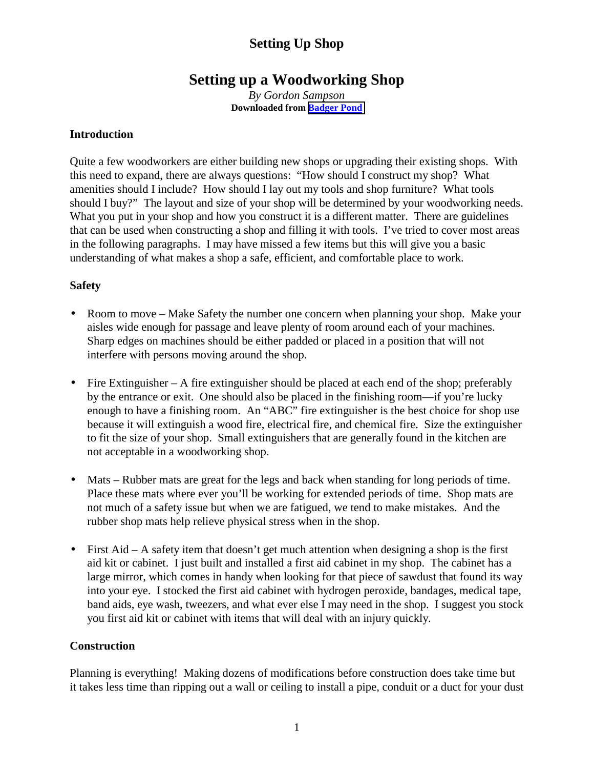# Setting up a Woodworking Shop

*By Gordon Sampson*

**Downloaded from Badger Pond**

## Introduction

Quite a few woodworkers are either building new shops or upgrading their existing shops. With this need to expand, there are always questions: "How should I construct my shop? What amenities should I include? How should I lay out my tools and shop furniture? What tools should I buy?" The layout and size of your shop will be determined by your woodworking needs. What you put in your shop and how you construct it is a different matter. There are guidelines that can be used when constructing a shop and filling it with tools. I've tried to cover most areas in the following paragraphs. I may have missed a few items but this will give you a basic understanding of what makes a shop a safe, efficient, and comfortable place to work.

## Safety

- Room to move – Make Safety the number one concern when planning your shop. Make your aisles wide enough for passage and leave plenty of room around each of your machines. Sharp edges on machines should be either padded or placed in a position that will not interfere with persons moving around the shop.

- Fire Extinguisher – A fire extinguisher should be placed at each end of the shop; preferably by the entrance or exit. One should also be placed in the finishing room—if you're lucky enough to have a finishing room. An "ABC" fire extinguisher is the best choice for shop use because it will extinguish a wood fire, electrical fire, and chemical fire. Size the extinguisher to fit the size of your shop. Small extinguishers that are generally found in the kitchen are not acceptable in a woodworking shop.

- Mats – Rubber mats are great for the legs and back when standing for long periods of time. Place these mats where ever you'll be working for extended periods of time. Shop mats are not much of a safety issue but when we are fatigued, we tend to make mistakes. And the rubber shop mats help relieve physical stress when in the shop.

- First Aid – A safety item that doesn't get much attention when designing a shop is the first aid kit or cabinet. I just built and installed a first aid cabinet in my shop. The cabinet has a large mirror, which comes in handy when looking for that piece of sawdust that found its way into your eye. I stocked the first aid cabinet with hydrogen peroxide, bandages, medical tape, band aids, eye wash, tweezers, and what ever else I may need in the shop. I suggest you stock you first aid kit or cabinet with items that will deal with an injury quickly.

## Construction

Planning is everything! Making dozens of modifications before construction does take time but it takes less time than ripping out a wall or ceiling to install a pipe, conduit or a duct for your dust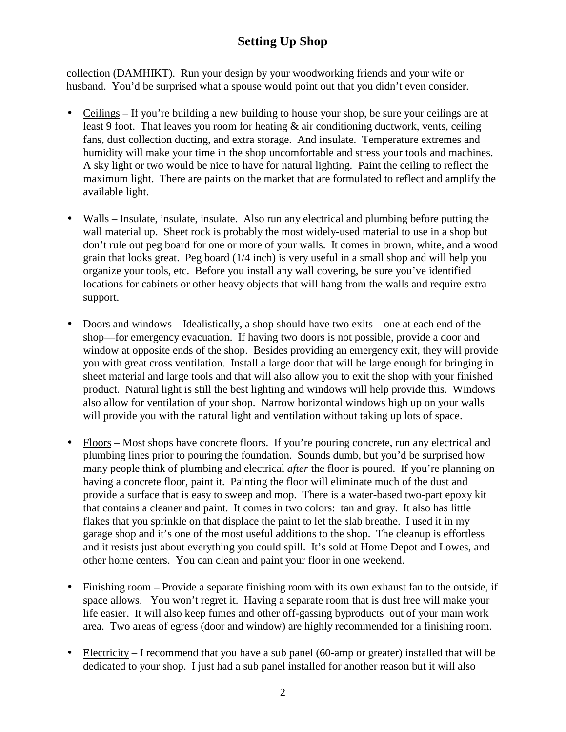collection (DAMHIKT). Run your design by your woodworking friends and your wife or husband. You'd be surprised what a spouse would point out that you didn't even consider.

- Ceilings – If you're building a new building to house your shop, be sure your ceilings are at least 9 foot. That leaves you room for heating & air conditioning ductwork, vents, ceiling fans, dust collection ducting, and extra storage. And insulate. Temperature extremes and humidity will make your time in the shop uncomfortable and stress your tools and machines. A sky light or two would be nice to have for natural lighting. Paint the ceiling to reflect the maximum light. There are paints on the market that are formulated to reflect and amplify the available light.

- Walls – Insulate, insulate, insulate. Also run any electrical and plumbing before putting the wall material up. Sheet rock is probably the most widely-used material to use in a shop but don't rule out peg board for one or more of your walls. It comes in brown, white, and a wood grain that looks great. Peg board (1/4 inch) is very useful in a small shop and will help you organize your tools, etc. Before you install any wall covering, be sure you've identified locations for cabinets or other heavy objects that will hang from the walls and require extra support.

- Doors and windows – Idealistically, a shop should have two exits—one at each end of the shop—for emergency evacuation. If having two doors is not possible, provide a door and window at opposite ends of the shop. Besides providing an emergency exit, they will provide you with great cross ventilation. Install a large door that will be large enough for bringing in sheet material and large tools and that will also allow you to exit the shop with your finished product. Natural light is still the best lighting and windows will help provide this. Windows also allow for ventilation of your shop. Narrow horizontal windows high up on your walls will provide you with the natural light and ventilation without taking up lots of space.

- Floors – Most shops have concrete floors. If you're pouring concrete, run any electrical and plumbing lines prior to pouring the foundation. Sounds dumb, but you'd be surprised how many people think of plumbing and electrical *after* the floor is poured. If you're planning on having a concrete floor, paint it. Painting the floor will eliminate much of the dust and provide a surface that is easy to sweep and mop. There is a water-based two-part epoxy kit that contains a cleaner and paint. It comes in two colors: tan and gray. It also has little flakes that you sprinkle on that displace the paint to let the slab breathe. I used it in my garage shop and it's one of the most useful additions to the shop. The cleanup is effortless and it resists just about everything you could spill. It's sold at Home Depot and Lowes, and other home centers. You can clean and paint your floor in one weekend.

- Finishing room – Provide a separate finishing room with its own exhaust fan to the outside, if space allows. You won't regret it. Having a separate room that is dust free will make your life easier. It will also keep fumes and other off-gassing byproducts out of your main work area. Two areas of egress (door and window) are highly recommended for a finishing room.

- Electricity – I recommend that you have a sub panel (60-amp or greater) installed that will be dedicated to your shop. I just had a sub panel installed for another reason but it will also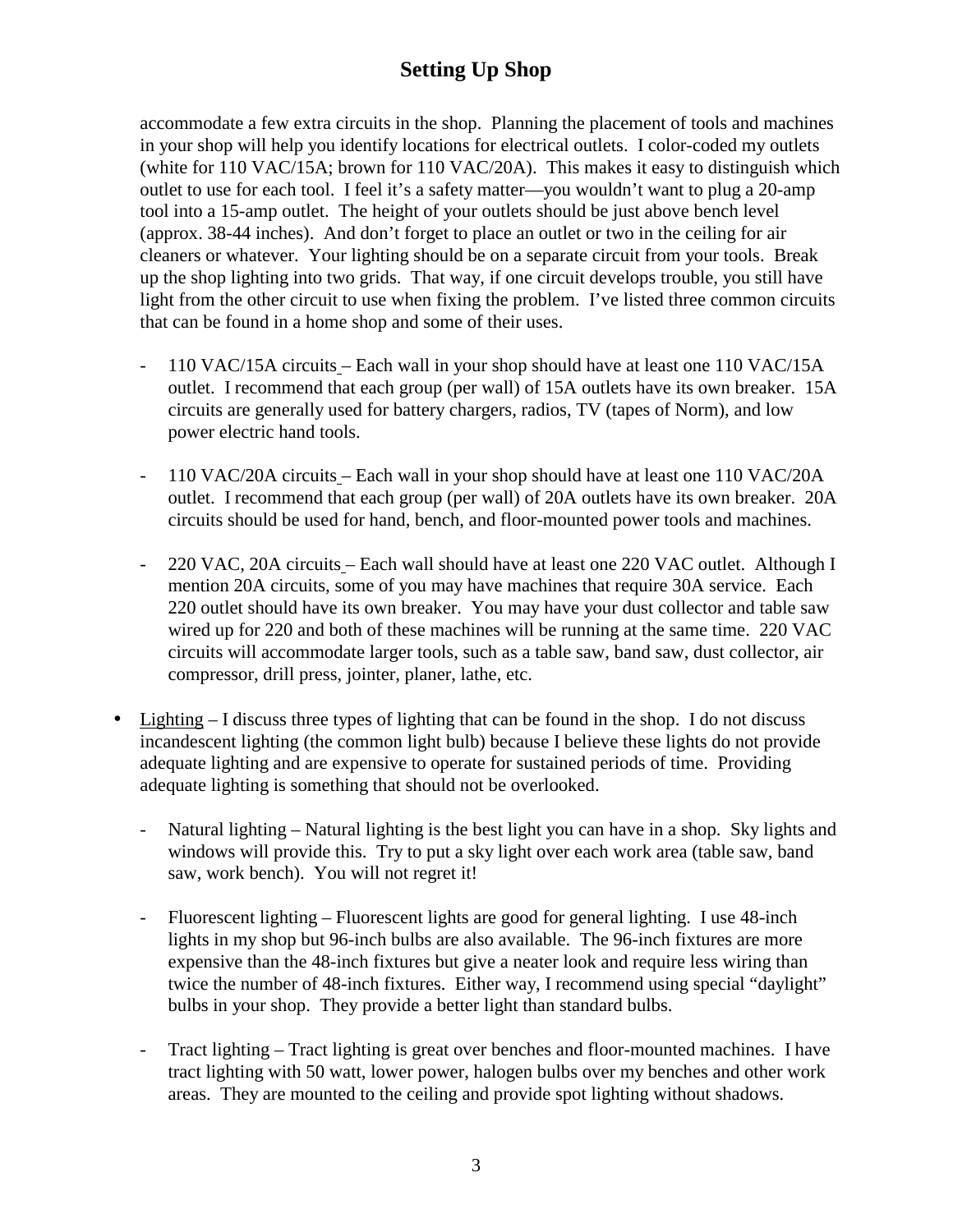accommodate a few extra circuits in the shop. Planning the placement of tools and machines in your shop will help you identify locations for electrical outlets. I color-coded my outlets (white for 110 VAC/15A; brown for 110 VAC/20A). This makes it easy to distinguish which outlet to use for each tool. I feel it's a safety matter—you wouldn't want to plug a 20-amp tool into a 15-amp outlet. The height of your outlets should be just above bench level (approx. 38-44 inches). And don't forget to place an outlet or two in the ceiling for air cleaners or whatever. Your lighting should be on a separate circuit from your tools. Break up the shop lighting into two grids. That way, if one circuit develops trouble, you still have light from the other circuit to use when fixing the problem. I've listed three common circuits that can be found in a home shop and some of their uses.

- 110 VAC/15A circuits – Each wall in your shop should have at least one 110 VAC/15A outlet. I recommend that each group (per wall) of 15A outlets have its own breaker. 15A circuits are generally used for battery chargers, radios, TV (tapes of Norm), and low power electric hand tools.

- 110 VAC/20A circuits – Each wall in your shop should have at least one 110 VAC/20A outlet. I recommend that each group (per wall) of 20A outlets have its own breaker. 20A circuits should be used for hand, bench, and floor-mounted power tools and machines.

- 220 VAC, 20A circuits – Each wall should have at least one 220 VAC outlet. Although I mention 20A circuits, some of you may have machines that require 30A service. Each 220 outlet should have its own breaker. You may have your dust collector and table saw wired up for 220 and both of these machines will be running at the same time. 220 VAC circuits will accommodate larger tools, such as a table saw, band saw, dust collector, air compressor, drill press, jointer, planer, lathe, etc.

- Lighting – I discuss three types of lighting that can be found in the shop. I do not discuss incandescent lighting (the common light bulb) because I believe these lights do not provide adequate lighting and are expensive to operate for sustained periods of time. Providing adequate lighting is something that should not be overlooked.

  - Natural lighting – Natural lighting is the best light you can have in a shop. Sky lights and windows will provide this. Try to put a sky light over each work area (table saw, band saw, work bench). You will not regret it!

  - Fluorescent lighting – Fluorescent lights are good for general lighting. I use 48-inch lights in my shop but 96-inch bulbs are also available. The 96-inch fixtures are more expensive than the 48-inch fixtures but give a neater look and require less wiring than twice the number of 48-inch fixtures. Either way, I recommend using special "daylight" bulbs in your shop. They provide a better light than standard bulbs.

  - Tract lighting – Tract lighting is great over benches and floor-mounted machines. I have tract lighting with 50 watt, lower power, halogen bulbs over my benches and other work areas. They are mounted to the ceiling and provide spot lighting without shadows.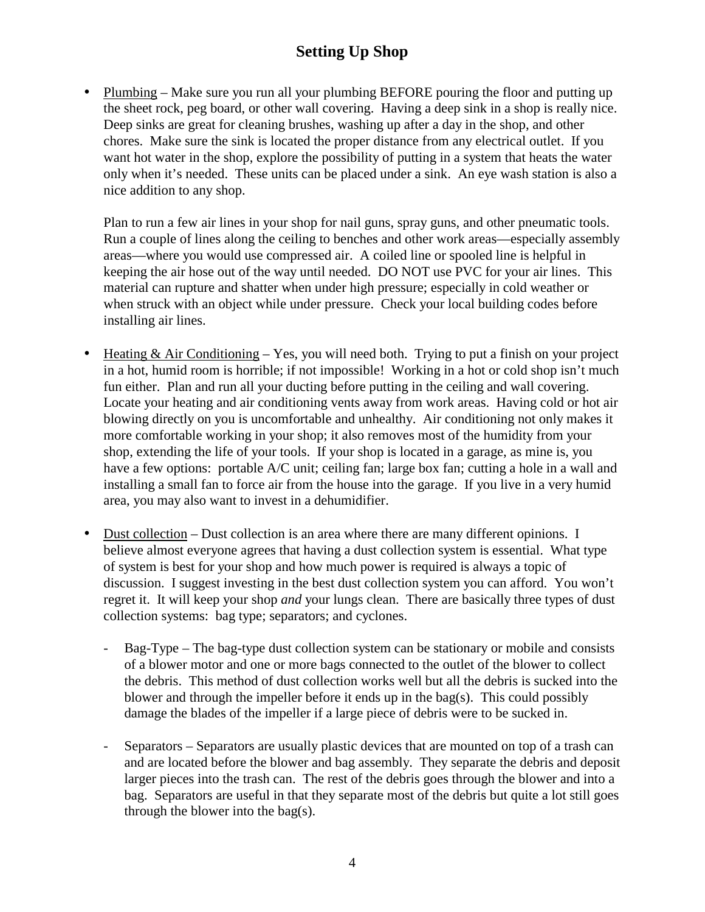## Setting Up Shop

- Plumbing – Make sure you run all your plumbing BEFORE pouring the floor and putting up the sheet rock, peg board, or other wall covering. Having a deep sink in a shop is really nice. Deep sinks are great for cleaning brushes, washing up after a day in the shop, and other chores. Make sure the sink is located the proper distance from any electrical outlet. If you want hot water in the shop, explore the possibility of putting in a system that heats the water only when it's needed. These units can be placed under a sink. An eye wash station is also a nice addition to any shop.

  Plan to run a few air lines in your shop for nail guns, spray guns, and other pneumatic tools. Run a couple of lines along the ceiling to benches and other work areas—especially assembly areas—where you would use compressed air. A coiled line or spooled line is helpful in keeping the air hose out of the way until needed. DO NOT use PVC for your air lines. This material can rupture and shatter when under high pressure; especially in cold weather or when struck with an object while under pressure. Check your local building codes before installing air lines.

- Heating & Air Conditioning – Yes, you will need both. Trying to put a finish on your project in a hot, humid room is horrible; if not impossible! Working in a hot or cold shop isn't much fun either. Plan and run all your ducting before putting in the ceiling and wall covering. Locate your heating and air conditioning vents away from work areas. Having cold or hot air blowing directly on you is uncomfortable and unhealthy. Air conditioning not only makes it more comfortable working in your shop; it also removes most of the humidity from your shop, extending the life of your tools. If your shop is located in a garage, as mine is, you have a few options: portable A/C unit; ceiling fan; large box fan; cutting a hole in a wall and installing a small fan to force air from the house into the garage. If you live in a very humid area, you may also want to invest in a dehumidifier.

- Dust collection – Dust collection is an area where there are many different opinions. I believe almost everyone agrees that having a dust collection system is essential. What type of system is best for your shop and how much power is required is always a topic of discussion. I suggest investing in the best dust collection system you can afford. You won't regret it. It will keep your shop *and* your lungs clean. There are basically three types of dust collection systems: bag type; separators; and cyclones.

  - Bag-Type – The bag-type dust collection system can be stationary or mobile and consists of a blower motor and one or more bags connected to the outlet of the blower to collect the debris. This method of dust collection works well but all the debris is sucked into the blower and through the impeller before it ends up in the bag(s). This could possibly damage the blades of the impeller if a large piece of debris were to be sucked in.

  - Separators – Separators are usually plastic devices that are mounted on top of a trash can and are located before the blower and bag assembly. They separate the debris and deposit larger pieces into the trash can. The rest of the debris goes through the blower and into a bag. Separators are useful in that they separate most of the debris but quite a lot still goes through the blower into the bag(s).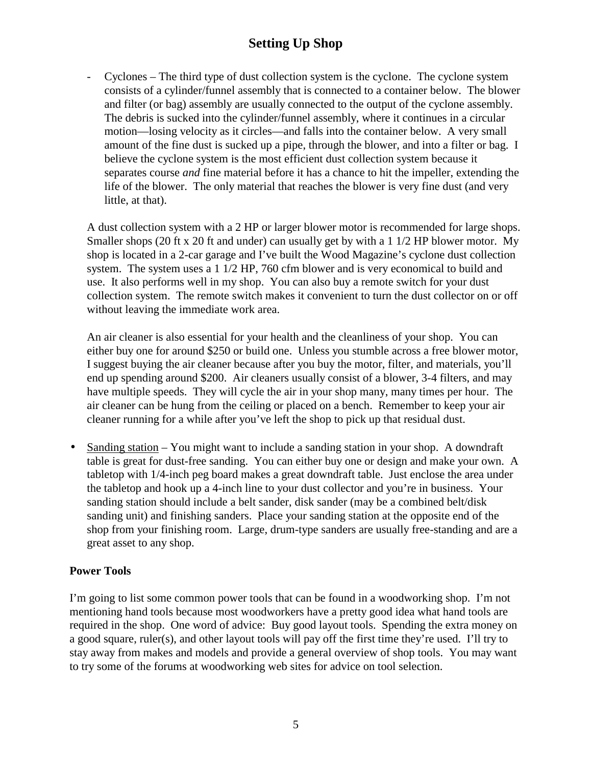- Cyclones – The third type of dust collection system is the cyclone. The cyclone system consists of a cylinder/funnel assembly that is connected to a container below. The blower and filter (or bag) assembly are usually connected to the output of the cyclone assembly. The debris is sucked into the cylinder/funnel assembly, where it continues in a circular motion—losing velocity as it circles—and falls into the container below. A very small amount of the fine dust is sucked up a pipe, through the blower, and into a filter or bag. I believe the cyclone system is the most efficient dust collection system because it separates course *and* fine material before it has a chance to hit the impeller, extending the life of the blower. The only material that reaches the blower is very fine dust (and very little, at that).

A dust collection system with a 2 HP or larger blower motor is recommended for large shops. Smaller shops (20 ft x 20 ft and under) can usually get by with a 1 1/2 HP blower motor. My shop is located in a 2-car garage and I've built the Wood Magazine's cyclone dust collection system. The system uses a 1 1/2 HP, 760 cfm blower and is very economical to build and use. It also performs well in my shop. You can also buy a remote switch for your dust collection system. The remote switch makes it convenient to turn the dust collector on or off without leaving the immediate work area.

An air cleaner is also essential for your health and the cleanliness of your shop. You can either buy one for around $250 or build one. Unless you stumble across a free blower motor, I suggest buying the air cleaner because after you buy the motor, filter, and materials, you'll end up spending around $200. Air cleaners usually consist of a blower, 3-4 filters, and may have multiple speeds. They will cycle the air in your shop many, many times per hour. The air cleaner can be hung from the ceiling or placed on a bench. Remember to keep your air cleaner running for a while after you've left the shop to pick up that residual dust.

- <u>Sanding station</u> – You might want to include a sanding station in your shop. A downdraft table is great for dust-free sanding. You can either buy one or design and make your own. A tabletop with 1/4-inch peg board makes a great downdraft table. Just enclose the area under the tabletop and hook up a 4-inch line to your dust collector and you're in business. Your sanding station should include a belt sander, disk sander (may be a combined belt/disk sanding unit) and finishing sanders. Place your sanding station at the opposite end of the shop from your finishing room. Large, drum-type sanders are usually free-standing and are a great asset to any shop.

**Power Tools**

I'm going to list some common power tools that can be found in a woodworking shop. I'm not mentioning hand tools because most woodworkers have a pretty good idea what hand tools are required in the shop. One word of advice: Buy good layout tools. Spending the extra money on a good square, ruler(s), and other layout tools will pay off the first time they're used. I'll try to stay away from makes and models and provide a general overview of shop tools. You may want to try some of the forums at woodworking web sites for advice on tool selection.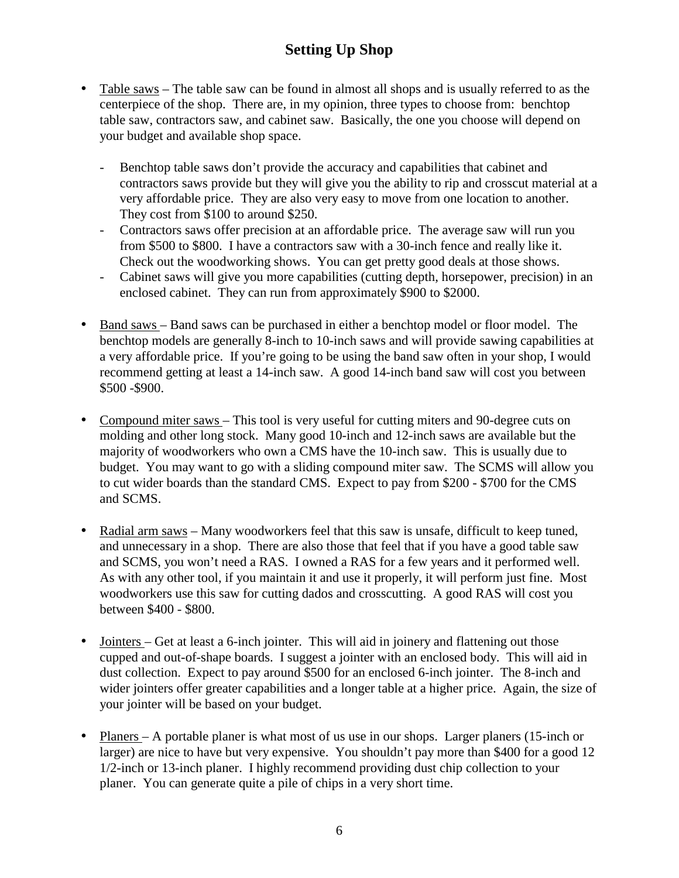# Setting Up Shop

- Table saws – The table saw can be found in almost all shops and is usually referred to as the centerpiece of the shop. There are, in my opinion, three types to choose from: benchtop table saw, contractors saw, and cabinet saw. Basically, the one you choose will depend on your budget and available shop space.

  - Benchtop table saws don't provide the accuracy and capabilities that cabinet and contractors saws provide but they will give you the ability to rip and crosscut material at a very affordable price. They are also very easy to move from one location to another. They cost from $100 to around $250.
  - Contractors saws offer precision at an affordable price. The average saw will run you from $500 to $800. I have a contractors saw with a 30-inch fence and really like it. Check out the woodworking shows. You can get pretty good deals at those shows.
  - Cabinet saws will give you more capabilities (cutting depth, horsepower, precision) in an enclosed cabinet. They can run from approximately $900 to $2000.

- Band saws – Band saws can be purchased in either a benchtop model or floor model. The benchtop models are generally 8-inch to 10-inch saws and will provide sawing capabilities at a very affordable price. If you're going to be using the band saw often in your shop, I would recommend getting at least a 14-inch saw. A good 14-inch band saw will cost you between $500 -$900.

- Compound miter saws – This tool is very useful for cutting miters and 90-degree cuts on molding and other long stock. Many good 10-inch and 12-inch saws are available but the majority of woodworkers who own a CMS have the 10-inch saw. This is usually due to budget. You may want to go with a sliding compound miter saw. The SCMS will allow you to cut wider boards than the standard CMS. Expect to pay from $200 - $700 for the CMS and SCMS.

- Radial arm saws – Many woodworkers feel that this saw is unsafe, difficult to keep tuned, and unnecessary in a shop. There are also those that feel that if you have a good table saw and SCMS, you won't need a RAS. I owned a RAS for a few years and it performed well. As with any other tool, if you maintain it and use it properly, it will perform just fine. Most woodworkers use this saw for cutting dados and crosscutting. A good RAS will cost you between $400 - $800.

- Jointers – Get at least a 6-inch jointer. This will aid in joinery and flattening out those cupped and out-of-shape boards. I suggest a jointer with an enclosed body. This will aid in dust collection. Expect to pay around $500 for an enclosed 6-inch jointer. The 8-inch and wider jointers offer greater capabilities and a longer table at a higher price. Again, the size of your jointer will be based on your budget.

- Planers – A portable planer is what most of us use in our shops. Larger planers (15-inch or larger) are nice to have but very expensive. You shouldn't pay more than $400 for a good 12 1/2-inch or 13-inch planer. I highly recommend providing dust chip collection to your planer. You can generate quite a pile of chips in a very short time.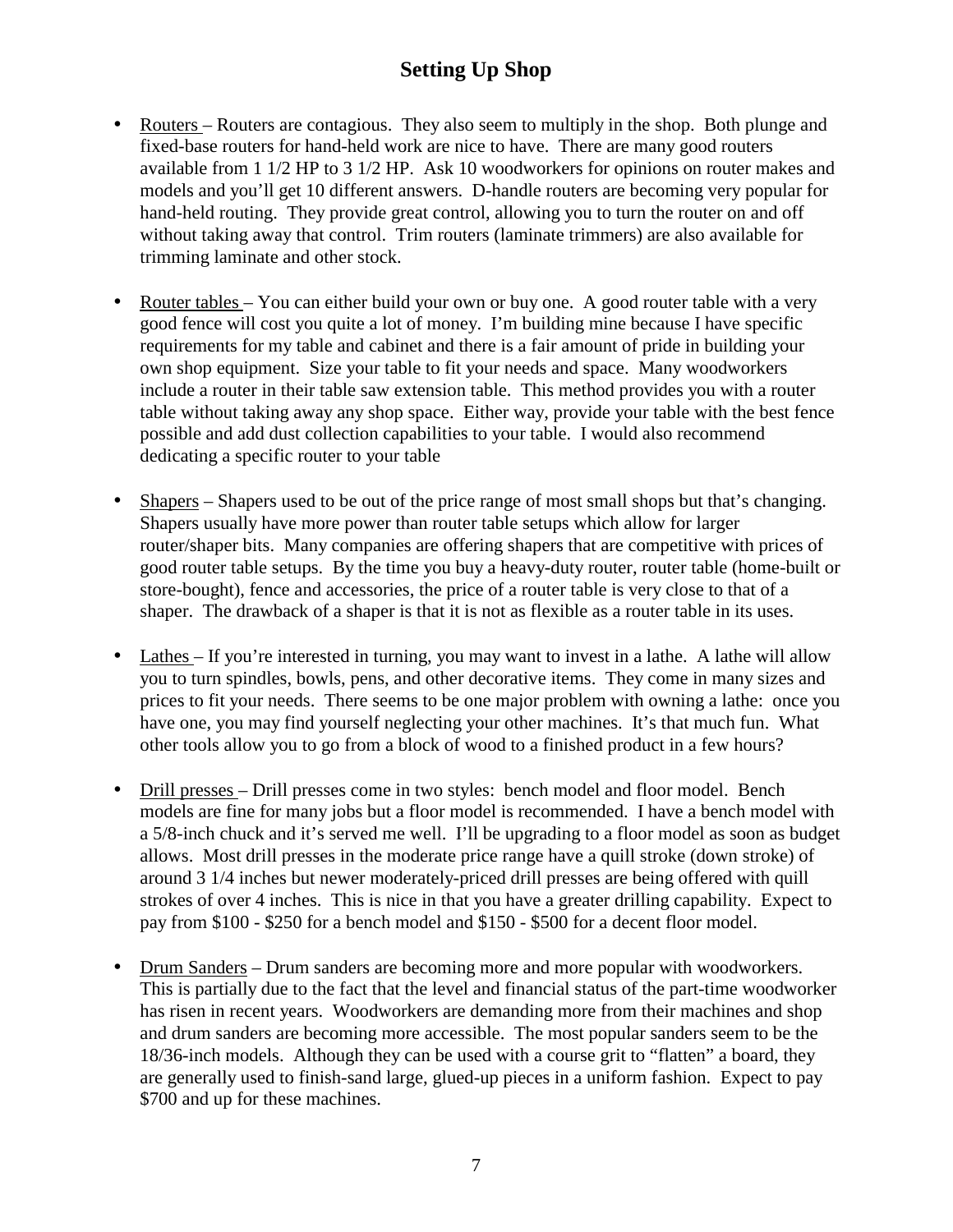## Setting Up Shop

- Routers – Routers are contagious. They also seem to multiply in the shop. Both plunge and fixed-base routers for hand-held work are nice to have. There are many good routers available from 1 1/2 HP to 3 1/2 HP. Ask 10 woodworkers for opinions on router makes and models and you'll get 10 different answers. D-handle routers are becoming very popular for hand-held routing. They provide great control, allowing you to turn the router on and off without taking away that control. Trim routers (laminate trimmers) are also available for trimming laminate and other stock.

- Router tables – You can either build your own or buy one. A good router table with a very good fence will cost you quite a lot of money. I'm building mine because I have specific requirements for my table and cabinet and there is a fair amount of pride in building your own shop equipment. Size your table to fit your needs and space. Many woodworkers include a router in their table saw extension table. This method provides you with a router table without taking away any shop space. Either way, provide your table with the best fence possible and add dust collection capabilities to your table. I would also recommend dedicating a specific router to your table

- Shapers – Shapers used to be out of the price range of most small shops but that's changing. Shapers usually have more power than router table setups which allow for larger router/shaper bits. Many companies are offering shapers that are competitive with prices of good router table setups. By the time you buy a heavy-duty router, router table (home-built or store-bought), fence and accessories, the price of a router table is very close to that of a shaper. The drawback of a shaper is that it is not as flexible as a router table in its uses.

- Lathes – If you're interested in turning, you may want to invest in a lathe. A lathe will allow you to turn spindles, bowls, pens, and other decorative items. They come in many sizes and prices to fit your needs. There seems to be one major problem with owning a lathe: once you have one, you may find yourself neglecting your other machines. It's that much fun. What other tools allow you to go from a block of wood to a finished product in a few hours?

- Drill presses – Drill presses come in two styles: bench model and floor model. Bench models are fine for many jobs but a floor model is recommended. I have a bench model with a 5/8-inch chuck and it's served me well. I'll be upgrading to a floor model as soon as budget allows. Most drill presses in the moderate price range have a quill stroke (down stroke) of around 3 1/4 inches but newer moderately-priced drill presses are being offered with quill strokes of over 4 inches. This is nice in that you have a greater drilling capability. Expect to pay from $100 - $250 for a bench model and $150 - $500 for a decent floor model.

- Drum Sanders – Drum sanders are becoming more and more popular with woodworkers. This is partially due to the fact that the level and financial status of the part-time woodworker has risen in recent years. Woodworkers are demanding more from their machines and shop and drum sanders are becoming more accessible. The most popular sanders seem to be the 18/36-inch models. Although they can be used with a course grit to "flatten" a board, they are generally used to finish-sand large, glued-up pieces in a uniform fashion. Expect to pay $700 and up for these machines.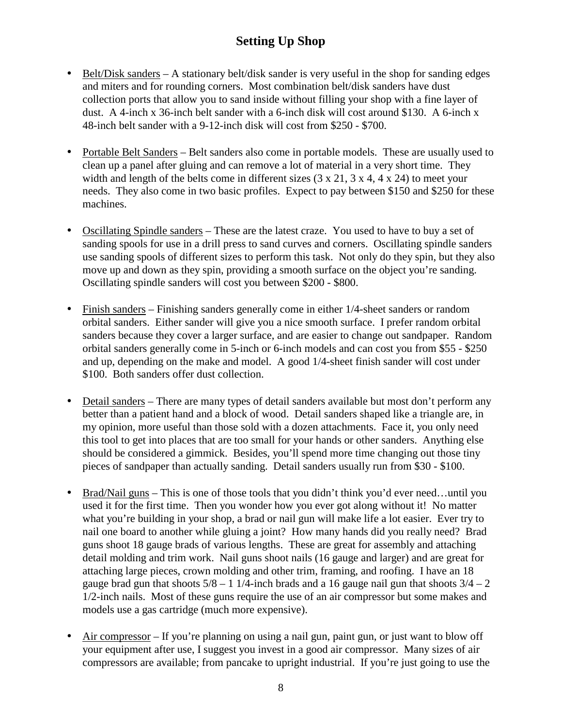## Setting Up Shop

- Belt/Disk sanders – A stationary belt/disk sander is very useful in the shop for sanding edges and miters and for rounding corners. Most combination belt/disk sanders have dust collection ports that allow you to sand inside without filling your shop with a fine layer of dust. A 4-inch x 36-inch belt sander with a 6-inch disk will cost around $130. A 6-inch x 48-inch belt sander with a 9-12-inch disk will cost from $250 - $700.

- Portable Belt Sanders – Belt sanders also come in portable models. These are usually used to clean up a panel after gluing and can remove a lot of material in a very short time. They width and length of the belts come in different sizes (3 x 21, 3 x 4, 4 x 24) to meet your needs. They also come in two basic profiles. Expect to pay between $150 and $250 for these machines.

- Oscillating Spindle sanders – These are the latest craze. You used to have to buy a set of sanding spools for use in a drill press to sand curves and corners. Oscillating spindle sanders use sanding spools of different sizes to perform this task. Not only do they spin, but they also move up and down as they spin, providing a smooth surface on the object you're sanding. Oscillating spindle sanders will cost you between $200 - $800.

- Finish sanders – Finishing sanders generally come in either 1/4-sheet sanders or random orbital sanders. Either sander will give you a nice smooth surface. I prefer random orbital sanders because they cover a larger surface, and are easier to change out sandpaper. Random orbital sanders generally come in 5-inch or 6-inch models and can cost you from $55 - $250 and up, depending on the make and model. A good 1/4-sheet finish sander will cost under $100. Both sanders offer dust collection.

- Detail sanders – There are many types of detail sanders available but most don't perform any better than a patient hand and a block of wood. Detail sanders shaped like a triangle are, in my opinion, more useful than those sold with a dozen attachments. Face it, you only need this tool to get into places that are too small for your hands or other sanders. Anything else should be considered a gimmick. Besides, you'll spend more time changing out those tiny pieces of sandpaper than actually sanding. Detail sanders usually run from $30 - $100.

- Brad/Nail guns – This is one of those tools that you didn't think you'd ever need…until you used it for the first time. Then you wonder how you ever got along without it! No matter what you're building in your shop, a brad or nail gun will make life a lot easier. Ever try to nail one board to another while gluing a joint? How many hands did you really need? Brad guns shoot 18 gauge brads of various lengths. These are great for assembly and attaching detail molding and trim work. Nail guns shoot nails (16 gauge and larger) and are great for attaching large pieces, crown molding and other trim, framing, and roofing. I have an 18 gauge brad gun that shoots 5/8 – 1 1/4-inch brads and a 16 gauge nail gun that shoots 3/4 – 2 1/2-inch nails. Most of these guns require the use of an air compressor but some makes and models use a gas cartridge (much more expensive).

- Air compressor – If you're planning on using a nail gun, paint gun, or just want to blow off your equipment after use, I suggest you invest in a good air compressor. Many sizes of air compressors are available; from pancake to upright industrial. If you're just going to use the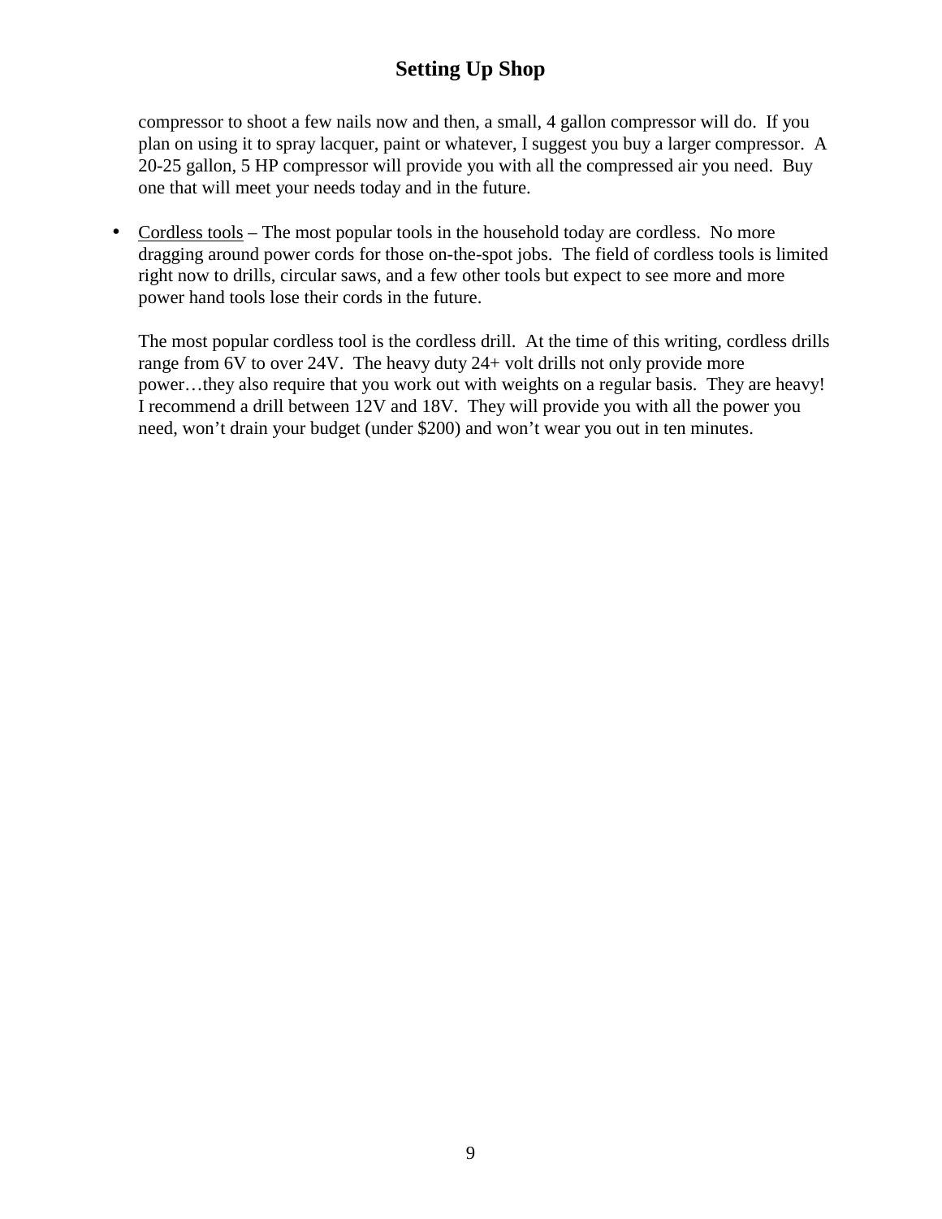compressor to shoot a few nails now and then, a small, 4 gallon compressor will do. If you plan on using it to spray lacquer, paint or whatever, I suggest you buy a larger compressor. A 20-25 gallon, 5 HP compressor will provide you with all the compressed air you need. Buy one that will meet your needs today and in the future.

- <u>Cordless tools</u> – The most popular tools in the household today are cordless. No more dragging around power cords for those on-the-spot jobs. The field of cordless tools is limited right now to drills, circular saws, and a few other tools but expect to see more and more power hand tools lose their cords in the future.

  The most popular cordless tool is the cordless drill. At the time of this writing, cordless drills range from 6V to over 24V. The heavy duty 24+ volt drills not only provide more power…they also require that you work out with weights on a regular basis. They are heavy! I recommend a drill between 12V and 18V. They will provide you with all the power you need, won't drain your budget (under $200) and won't wear you out in ten minutes.